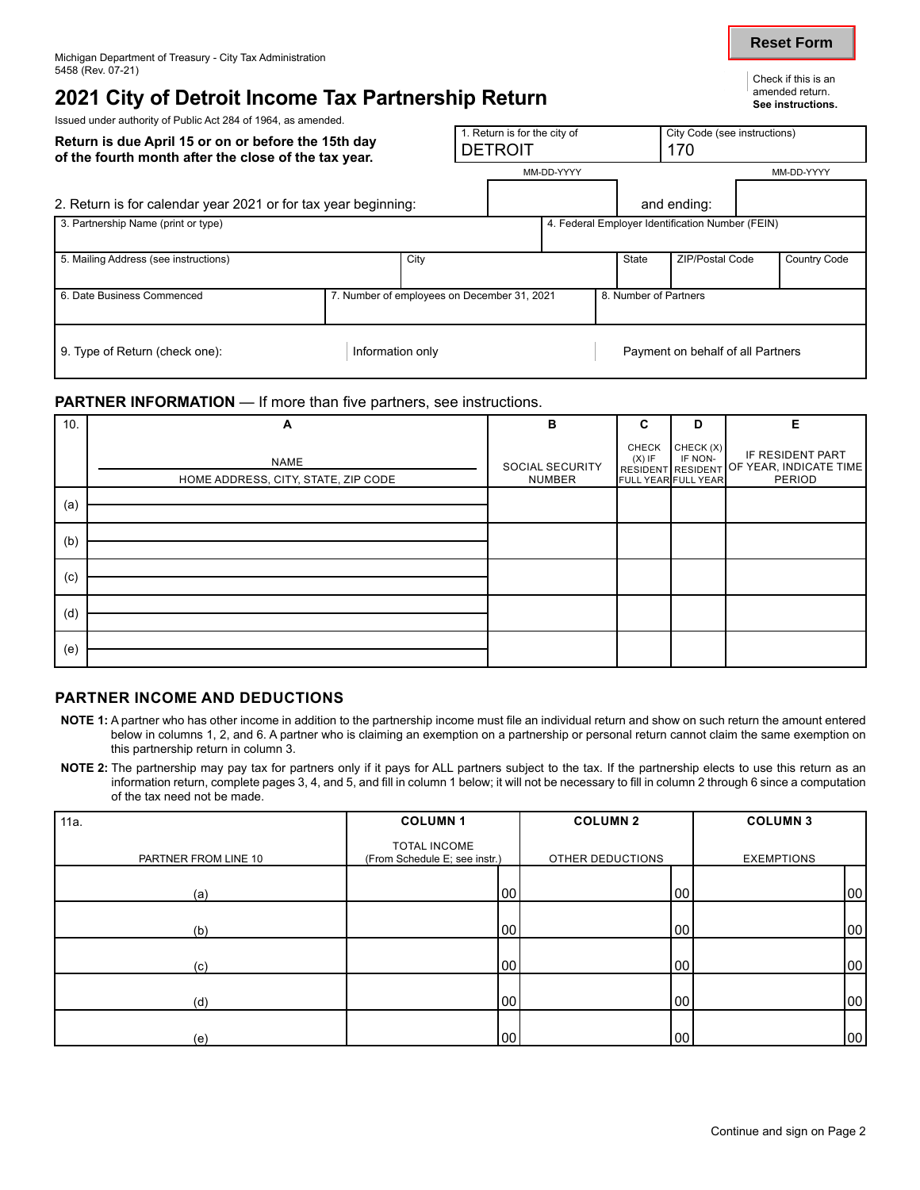Michigan Department of Treasury - City Tax Administration
5458 (Rev. 07-21)

Reset Form

Check if this is an amended return. **See instructions.**

# 2021 City of Detroit Income Tax Partnership Return

Issued under authority of Public Act 284 of 1964, as amended.

**Return is due April 15 or on or before the 15th day of the fourth month after the close of the tax year.**

| 1. Return is for the city of | City Code (see instructions) |
|---|---|
| DETROIT | 170 |

| 2. Return is for calendar year 2021 or for tax year beginning: | MM-DD-YYYY | and ending: | MM-DD-YYYY |
|---|---|---|---|

| 3. Partnership Name (print or type) | | | | 4. Federal Employer Identification Number (FEIN) | |
|---|---|---|---|---|---|
| 5. Mailing Address (see instructions) | City | | State | ZIP/Postal Code | Country Code |
| 6. Date Business Commenced | 7. Number of employees on December 31, 2021 | | 8. Number of Partners | | |
| 9. Type of Return (check one): | Information only | | Payment on behalf of all Partners | | |

## PARTNER INFORMATION — If more than five partners, see instructions.

| 10. | A | B | C | D | E |
|---|---|---|---|---|---|
| | NAME / HOME ADDRESS, CITY, STATE, ZIP CODE | SOCIAL SECURITY NUMBER | CHECK (X) IF RESIDENT FULL YEAR | CHECK (X) IF NON-RESIDENT FULL YEAR | IF RESIDENT PART OF YEAR, INDICATE TIME PERIOD |
| (a) | | | | | |
| (b) | | | | | |
| (c) | | | | | |
| (d) | | | | | |
| (e) | | | | | |

## PARTNER INCOME AND DEDUCTIONS

**NOTE 1:** A partner who has other income in addition to the partnership income must file an individual return and show on such return the amount entered below in columns 1, 2, and 6. A partner who is claiming an exemption on a partnership or personal return cannot claim the same exemption on this partnership return in column 3.

**NOTE 2:** The partnership may pay tax for partners only if it pays for ALL partners subject to the tax. If the partnership elects to use this return as an information return, complete pages 3, 4, and 5, and fill in column 1 below; it will not be necessary to fill in column 2 through 6 since a computation of the tax need not be made.

| 11a. | COLUMN 1 | COLUMN 2 | COLUMN 3 |
|---|---|---|---|
| PARTNER FROM LINE 10 | TOTAL INCOME (From Schedule E; see instr.) | OTHER DEDUCTIONS | EXEMPTIONS |
| (a) | 00 | 00 | 00 |
| (b) | 00 | 00 | 00 |
| (c) | 00 | 00 | 00 |
| (d) | 00 | 00 | 00 |
| (e) | 00 | 00 | 00 |

Continue and sign on Page 2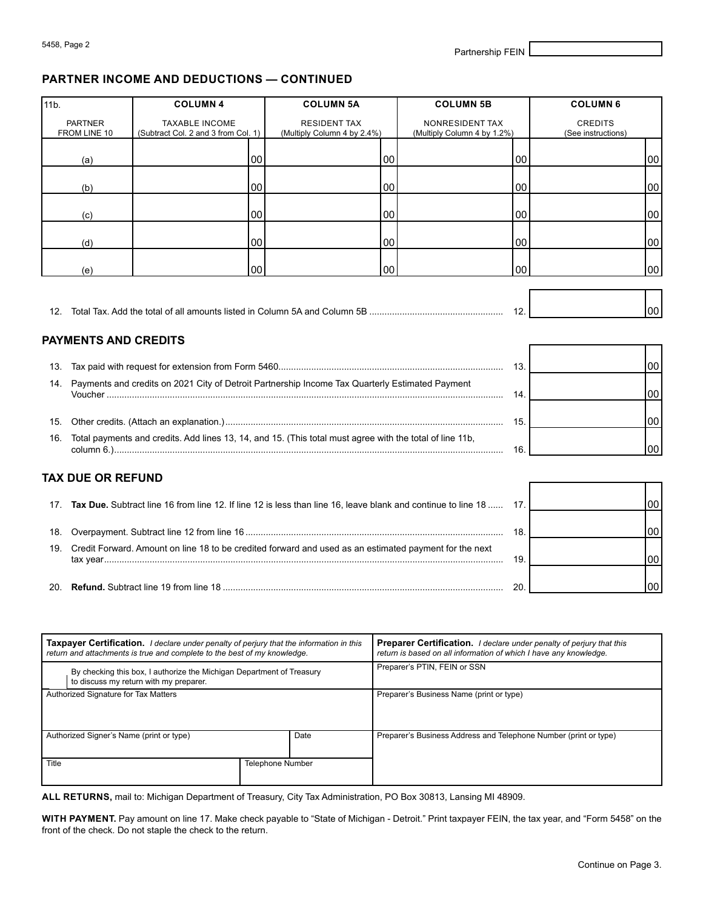5458, Page 2

Partnership FEIN

## PARTNER INCOME AND DEDUCTIONS — CONTINUED

| 11b. PARTNER FROM LINE 10 | COLUMN 4 TAXABLE INCOME (Subtract Col. 2 and 3 from Col. 1) | COLUMN 5A RESIDENT TAX (Multiply Column 4 by 2.4%) | COLUMN 5B NONRESIDENT TAX (Multiply Column 4 by 1.2%) | COLUMN 6 CREDITS (See instructions) |
|---|---|---|---|---|
| (a) | 00 | 00 | 00 | 00 |
| (b) | 00 | 00 | 00 | 00 |
| (c) | 00 | 00 | 00 | 00 |
| (d) | 00 | 00 | 00 | 00 |
| (e) | 00 | 00 | 00 | 00 |

12. Total Tax. Add the total of all amounts listed in Column 5A and Column 5B .................... 12. ______ 00

## PAYMENTS AND CREDITS

13. Tax paid with request for extension from Form 5460.................... 13. ______ 00
14. Payments and credits on 2021 City of Detroit Partnership Income Tax Quarterly Estimated Payment Voucher .................... 14. ______ 00
15. Other credits. (Attach an explanation.).................... 15. ______ 00
16. Total payments and credits. Add lines 13, 14, and 15. (This total must agree with the total of line 11b, column 6.).................... 16. ______ 00

## TAX DUE OR REFUND

17. **Tax Due.** Subtract line 16 from line 12. If line 12 is less than line 16, leave blank and continue to line 18 ...... 17. ______ 00
18. Overpayment. Subtract line 12 from line 16 .................... 18. ______ 00
19. Credit Forward. Amount on line 18 to be credited forward and used as an estimated payment for the next tax year.................... 19. ______ 00
20. **Refund.** Subtract line 19 from line 18 .................... 20. ______ 00

| **Taxpayer Certification.** *I declare under penalty of perjury that the information in this return and attachments is true and complete to the best of my knowledge.* | | **Preparer Certification.** *I declare under penalty of perjury that this return is based on all information of which I have any knowledge.* |
|---|---|---|
| ☐ By checking this box, I authorize the Michigan Department of Treasury to discuss my return with my preparer. | | Preparer's PTIN, FEIN or SSN |
| Authorized Signature for Tax Matters | | Preparer's Business Name (print or type) |
| Authorized Signer's Name (print or type) | Date | Preparer's Business Address and Telephone Number (print or type) |
| Title | Telephone Number | |

**ALL RETURNS,** mail to: Michigan Department of Treasury, City Tax Administration, PO Box 30813, Lansing MI 48909.

**WITH PAYMENT.** Pay amount on line 17. Make check payable to "State of Michigan - Detroit." Print taxpayer FEIN, the tax year, and "Form 5458" on the front of the check. Do not staple the check to the return.

Continue on Page 3.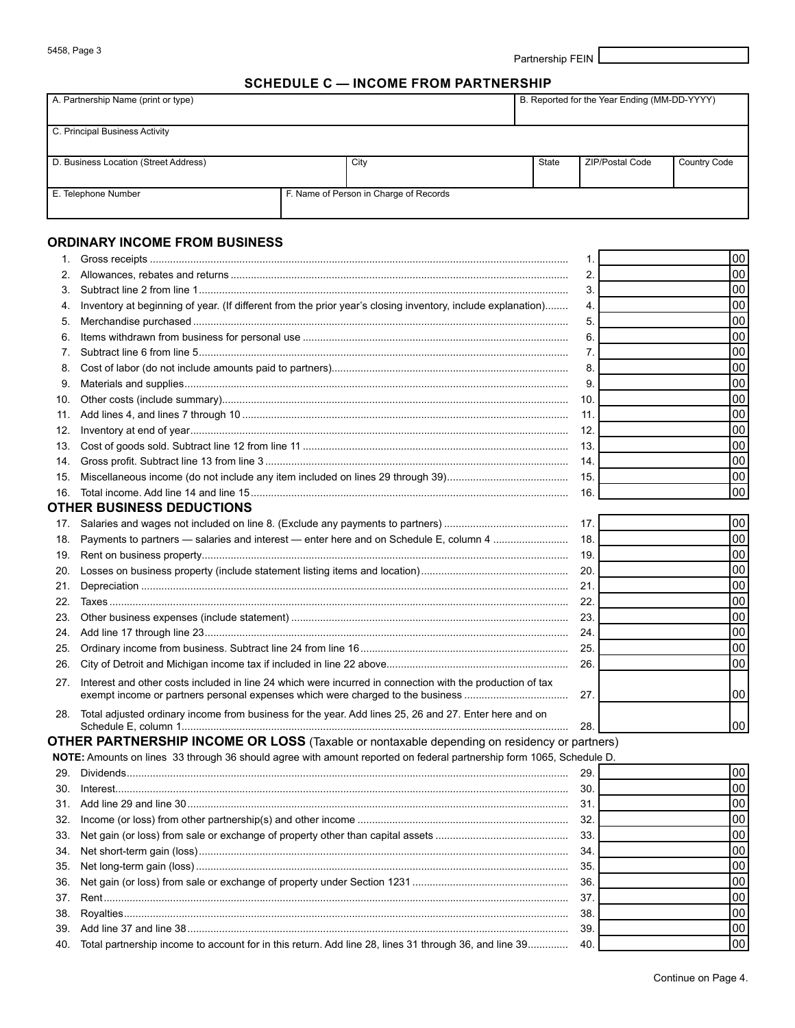5458, Page 3

Partnership FEIN

## SCHEDULE C — INCOME FROM PARTNERSHIP

| A. Partnership Name (print or type) | | | B. Reported for the Year Ending (MM-DD-YYYY) | |
|---|---|---|---|---|
| C. Principal Business Activity | | | | |
| D. Business Location (Street Address) | City | State | ZIP/Postal Code | Country Code |
| E. Telephone Number | F. Name of Person in Charge of Records | | | |

### ORDINARY INCOME FROM BUSINESS

| Line | Description | Line | Amount |
|---|---|---|---|
| 1. | Gross receipts | 1. | 00 |
| 2. | Allowances, rebates and returns | 2. | 00 |
| 3. | Subtract line 2 from line 1 | 3. | 00 |
| 4. | Inventory at beginning of year. (If different from the prior year's closing inventory, include explanation) | 4. | 00 |
| 5. | Merchandise purchased | 5. | 00 |
| 6. | Items withdrawn from business for personal use | 6. | 00 |
| 7. | Subtract line 6 from line 5 | 7. | 00 |
| 8. | Cost of labor (do not include amounts paid to partners) | 8. | 00 |
| 9. | Materials and supplies | 9. | 00 |
| 10. | Other costs (include summary) | 10. | 00 |
| 11. | Add lines 4, and lines 7 through 10 | 11. | 00 |
| 12. | Inventory at end of year | 12. | 00 |
| 13. | Cost of goods sold. Subtract line 12 from line 11 | 13. | 00 |
| 14. | Gross profit. Subtract line 13 from line 3 | 14. | 00 |
| 15. | Miscellaneous income (do not include any item included on lines 29 through 39) | 15. | 00 |
| 16. | Total income. Add line 14 and line 15 | 16. | 00 |

### OTHER BUSINESS DEDUCTIONS

| Line | Description | Line | Amount |
|---|---|---|---|
| 17. | Salaries and wages not included on line 8. (Exclude any payments to partners) | 17. | 00 |
| 18. | Payments to partners — salaries and interest — enter here and on Schedule E, column 4 | 18. | 00 |
| 19. | Rent on business property | 19. | 00 |
| 20. | Losses on business property (include statement listing items and location) | 20. | 00 |
| 21. | Depreciation | 21. | 00 |
| 22. | Taxes | 22. | 00 |
| 23. | Other business expenses (include statement) | 23. | 00 |
| 24. | Add line 17 through line 23 | 24. | 00 |
| 25. | Ordinary income from business. Subtract line 24 from line 16 | 25. | 00 |
| 26. | City of Detroit and Michigan income tax if included in line 22 above | 26. | 00 |
| 27. | Interest and other costs included in line 24 which were incurred in connection with the production of tax exempt income or partners personal expenses which were charged to the business | 27. | 00 |
| 28. | Total adjusted ordinary income from business for the year. Add lines 25, 26 and 27. Enter here and on Schedule E, column 1 | 28. | 00 |

### OTHER PARTNERSHIP INCOME OR LOSS (Taxable or nontaxable depending on residency or partners)

**NOTE:** Amounts on lines 33 through 36 should agree with amount reported on federal partnership form 1065, Schedule D.

| Line | Description | Line | Amount |
|---|---|---|---|
| 29. | Dividends | 29. | 00 |
| 30. | Interest | 30. | 00 |
| 31. | Add line 29 and line 30 | 31. | 00 |
| 32. | Income (or loss) from other partnership(s) and other income | 32. | 00 |
| 33. | Net gain (or loss) from sale or exchange of property other than capital assets | 33. | 00 |
| 34. | Net short-term gain (loss) | 34. | 00 |
| 35. | Net long-term gain (loss) | 35. | 00 |
| 36. | Net gain (or loss) from sale or exchange of property under Section 1231 | 36. | 00 |
| 37. | Rent | 37. | 00 |
| 38. | Royalties | 38. | 00 |
| 39. | Add line 37 and line 38 | 39. | 00 |
| 40. | Total partnership income to account for in this return. Add line 28, lines 31 through 36, and line 39 | 40. | 00 |

Continue on Page 4.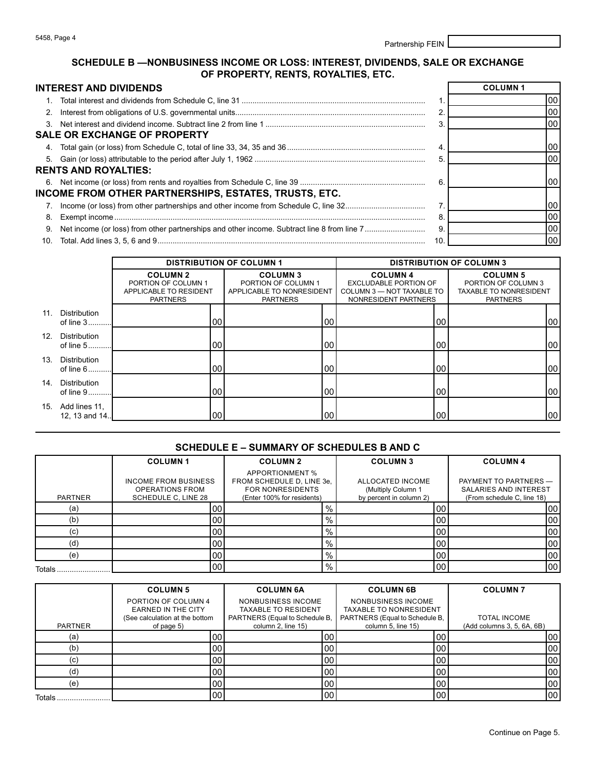5458, Page 4

Partnership FEIN

## SCHEDULE B —NONBUSINESS INCOME OR LOSS: INTEREST, DIVIDENDS, SALE OR EXCHANGE OF PROPERTY, RENTS, ROYALTIES, ETC.

| | | | COLUMN 1 |
|---|---|---|---|
| **INTEREST AND DIVIDENDS** | | | |
| 1. | Total interest and dividends from Schedule C, line 31 | 1. | 00 |
| 2. | Interest from obligations of U.S. governmental units | 2. | 00 |
| 3. | Net interest and dividend income. Subtract line 2 from line 1 | 3. | 00 |
| **SALE OR EXCHANGE OF PROPERTY** | | | |
| 4. | Total gain (or loss) from Schedule C, total of line 33, 34, 35 and 36 | 4. | 00 |
| 5. | Gain (or loss) attributable to the period after July 1, 1962 | 5. | 00 |
| **RENTS AND ROYALTIES:** | | | |
| 6. | Net income (or loss) from rents and royalties from Schedule C, line 39 | 6. | 00 |
| **INCOME FROM OTHER PARTNERSHIPS, ESTATES, TRUSTS, ETC.** | | | |
| 7. | Income (or loss) from other partnerships and other income from Schedule C, line 32 | 7. | 00 |
| 8. | Exempt income | 8. | 00 |
| 9. | Net income (or loss) from other partnerships and other income. Subtract line 8 from line 7 | 9. | 00 |
| 10. | Total. Add lines 3, 5, 6 and 9 | 10. | 00 |

| | DISTRIBUTION OF COLUMN 1 | | DISTRIBUTION OF COLUMN 3 | |
|---|---|---|---|---|
| | **COLUMN 2** PORTION OF COLUMN 1 APPLICABLE TO RESIDENT PARTNERS | **COLUMN 3** PORTION OF COLUMN 1 APPLICABLE TO NONRESIDENT PARTNERS | **COLUMN 4** EXCLUDABLE PORTION OF COLUMN 3 — NOT TAXABLE TO NONRESIDENT PARTNERS | **COLUMN 5** PORTION OF COLUMN 3 TAXABLE TO NONRESIDENT PARTNERS |
| 11. Distribution of line 3 | 00 | 00 | 00 | 00 |
| 12. Distribution of line 5 | 00 | 00 | 00 | 00 |
| 13. Distribution of line 6 | 00 | 00 | 00 | 00 |
| 14. Distribution of line 9 | 00 | 00 | 00 | 00 |
| 15. Add lines 11, 12, 13 and 14 | 00 | 00 | 00 | 00 |

## SCHEDULE E – SUMMARY OF SCHEDULES B AND C

| PARTNER | **COLUMN 1** INCOME FROM BUSINESS OPERATIONS FROM SCHEDULE C, LINE 28 | **COLUMN 2** APPORTIONMENT % FROM SCHEDULE D, LINE 3e, FOR NONRESIDENTS (Enter 100% for residents) | **COLUMN 3** ALLOCATED INCOME (Multiply Column 1 by percent in column 2) | **COLUMN 4** PAYMENT TO PARTNERS — SALARIES AND INTEREST (From schedule C, line 18) |
|---|---|---|---|---|
| (a) | 00 | % | 00 | 00 |
| (b) | 00 | % | 00 | 00 |
| (c) | 00 | % | 00 | 00 |
| (d) | 00 | % | 00 | 00 |
| (e) | 00 | % | 00 | 00 |
| Totals | 00 | % | 00 | 00 |

| PARTNER | **COLUMN 5** PORTION OF COLUMN 4 EARNED IN THE CITY (See calculation at the bottom of page 5) | **COLUMN 6A** NONBUSINESS INCOME TAXABLE TO RESIDENT PARTNERS (Equal to Schedule B, column 2, line 15) | **COLUMN 6B** NONBUSINESS INCOME TAXABLE TO NONRESIDENT PARTNERS (Equal to Schedule B, column 5, line 15) | **COLUMN 7** TOTAL INCOME (Add columns 3, 5, 6A, 6B) |
|---|---|---|---|---|
| (a) | 00 | 00 | 00 | 00 |
| (b) | 00 | 00 | 00 | 00 |
| (c) | 00 | 00 | 00 | 00 |
| (d) | 00 | 00 | 00 | 00 |
| (e) | 00 | 00 | 00 | 00 |
| Totals | 00 | 00 | 00 | 00 |

Continue on Page 5.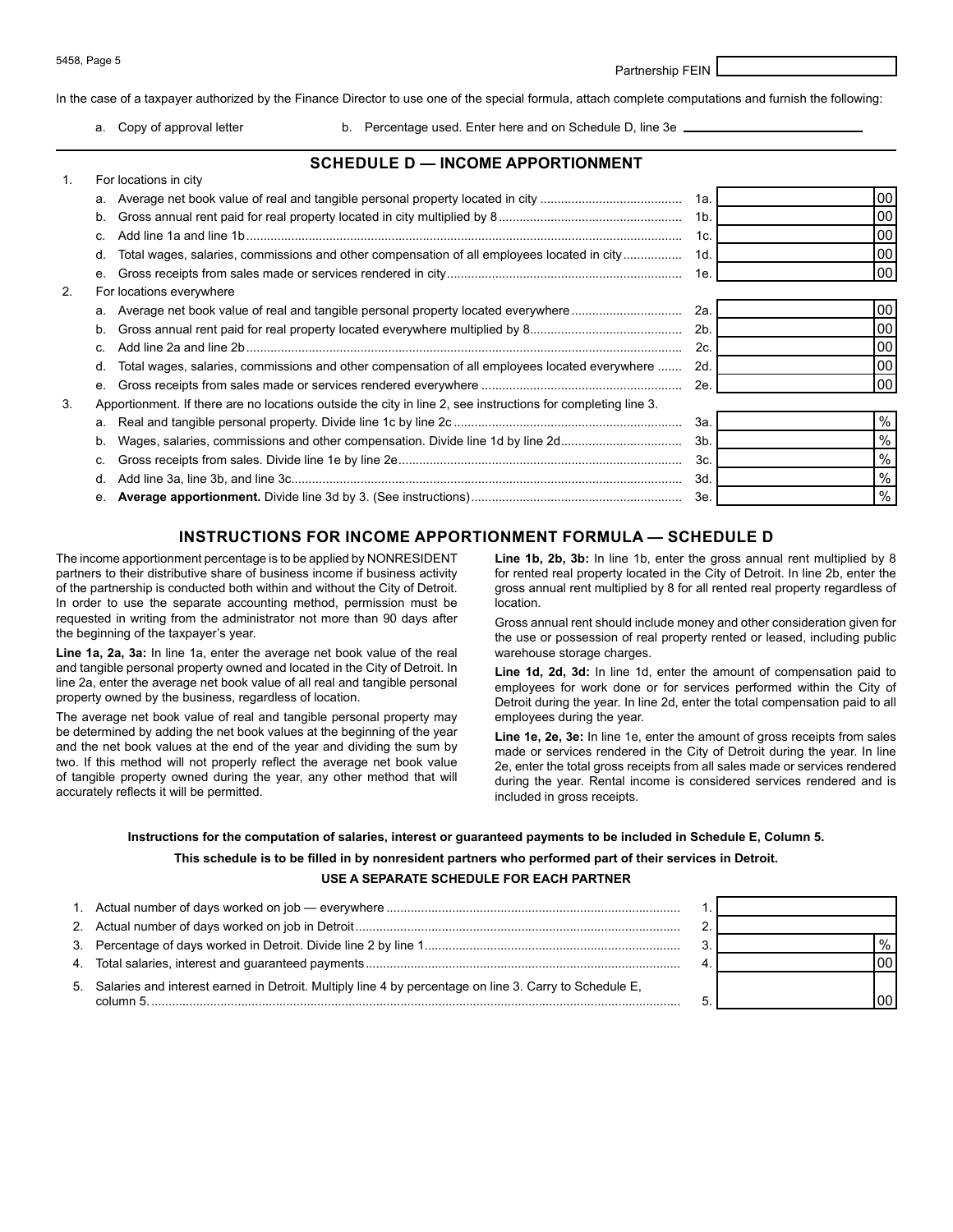Partnership FEIN

In the case of a taxpayer authorized by the Finance Director to use one of the special formula, attach complete computations and furnish the following:

a. Copy of approval letter    b. Percentage used. Enter here and on Schedule D, line 3e ____________________

## SCHEDULE D — INCOME APPORTIONMENT

| | | Line | Amount |
|---|---|---|---|
| **1.** | **For locations in city** | | |
| a. | Average net book value of real and tangible personal property located in city | 1a. | 00 |
| b. | Gross annual rent paid for real property located in city multiplied by 8 | 1b. | 00 |
| c. | Add line 1a and line 1b | 1c. | 00 |
| d. | Total wages, salaries, commissions and other compensation of all employees located in city | 1d. | 00 |
| e. | Gross receipts from sales made or services rendered in city | 1e. | 00 |
| **2.** | **For locations everywhere** | | |
| a. | Average net book value of real and tangible personal property located everywhere | 2a. | 00 |
| b. | Gross annual rent paid for real property located everywhere multiplied by 8 | 2b. | 00 |
| c. | Add line 2a and line 2b | 2c. | 00 |
| d. | Total wages, salaries, commissions and other compensation of all employees located everywhere | 2d. | 00 |
| e. | Gross receipts from sales made or services rendered everywhere | 2e. | 00 |
| **3.** | **Apportionment. If there are no locations outside the city in line 2, see instructions for completing line 3.** | | |
| a. | Real and tangible personal property. Divide line 1c by line 2c | 3a. | % |
| b. | Wages, salaries, commissions and other compensation. Divide line 1d by line 2d | 3b. | % |
| c. | Gross receipts from sales. Divide line 1e by line 2e | 3c. | % |
| d. | Add line 3a, line 3b, and line 3c | 3d. | % |
| e. | **Average apportionment.** Divide line 3d by 3. (See instructions) | 3e. | % |

## INSTRUCTIONS FOR INCOME APPORTIONMENT FORMULA — SCHEDULE D

The income apportionment percentage is to be applied by NONRESIDENT partners to their distributive share of business income if business activity of the partnership is conducted both within and without the City of Detroit. In order to use the separate accounting method, permission must be requested in writing from the administrator not more than 90 days after the beginning of the taxpayer's year.

**Line 1a, 2a, 3a:** In line 1a, enter the average net book value of the real and tangible personal property owned and located in the City of Detroit. In line 2a, enter the average net book value of all real and tangible personal property owned by the business, regardless of location.

The average net book value of real and tangible personal property may be determined by adding the net book values at the beginning of the year and the net book values at the end of the year and dividing the sum by two. If this method will not properly reflect the average net book value of tangible property owned during the year, any other method that will accurately reflects it will be permitted.

**Line 1b, 2b, 3b:** In line 1b, enter the gross annual rent multiplied by 8 for rented real property located in the City of Detroit. In line 2b, enter the gross annual rent multiplied by 8 for all rented real property regardless of location.

Gross annual rent should include money and other consideration given for the use or possession of real property rented or leased, including public warehouse storage charges.

**Line 1d, 2d, 3d:** In line 1d, enter the amount of compensation paid to employees for work done or for services performed within the City of Detroit during the year. In line 2d, enter the total compensation paid to all employees during the year.

**Line 1e, 2e, 3e:** In line 1e, enter the amount of gross receipts from sales made or services rendered in the City of Detroit during the year. In line 2e, enter the total gross receipts from all sales made or services rendered during the year. Rental income is considered services rendered and is included in gross receipts.

**Instructions for the computation of salaries, interest or guaranteed payments to be included in Schedule E, Column 5.**

**This schedule is to be filled in by nonresident partners who performed part of their services in Detroit.**

**USE A SEPARATE SCHEDULE FOR EACH PARTNER**

| | | Line | Amount |
|---|---|---|---|
| 1. | Actual number of days worked on job — everywhere | 1. | |
| 2. | Actual number of days worked on job in Detroit | 2. | |
| 3. | Percentage of days worked in Detroit. Divide line 2 by line 1 | 3. | % |
| 4. | Total salaries, interest and guaranteed payments | 4. | 00 |
| 5. | Salaries and interest earned in Detroit. Multiply line 4 by percentage on line 3. Carry to Schedule E, column 5. | 5. | 00 |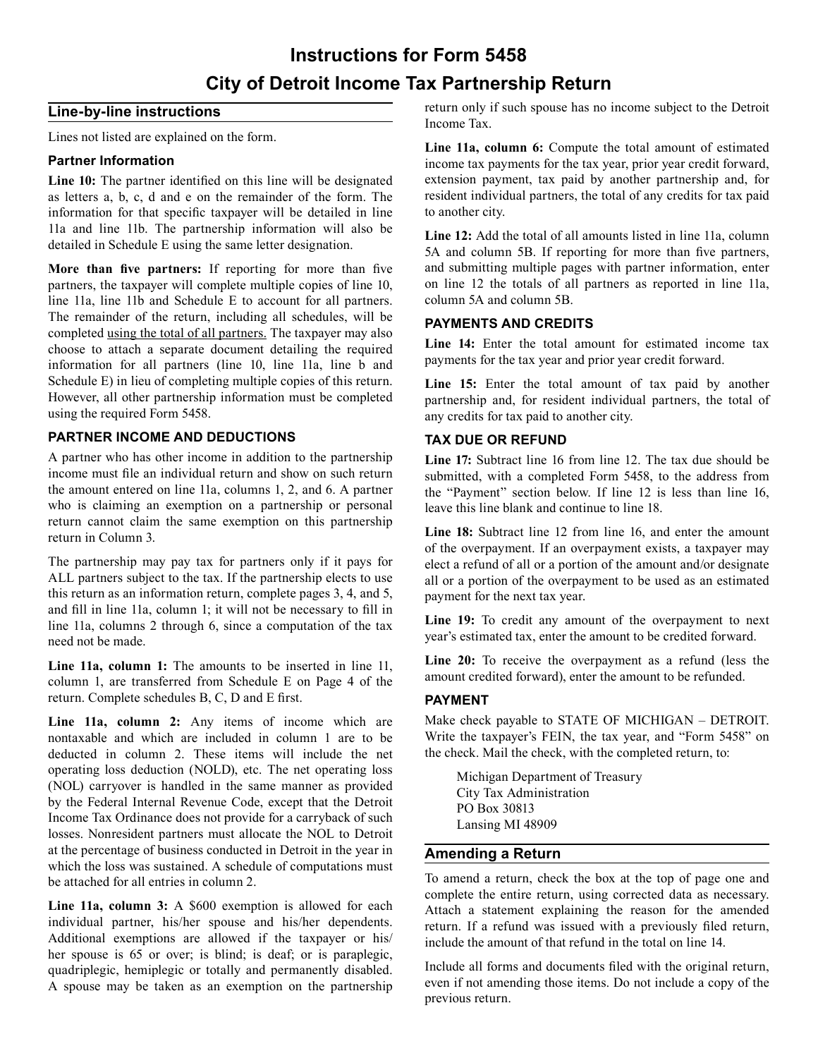# Instructions for Form 5458

# City of Detroit Income Tax Partnership Return

## Line-by-line instructions

Lines not listed are explained on the form.

### Partner Information

**Line 10:** The partner identified on this line will be designated as letters a, b, c, d and e on the remainder of the form. The information for that specific taxpayer will be detailed in line 11a and line 11b. The partnership information will also be detailed in Schedule E using the same letter designation.

**More than five partners:** If reporting for more than five partners, the taxpayer will complete multiple copies of line 10, line 11a, line 11b and Schedule E to account for all partners. The remainder of the return, including all schedules, will be completed using the total of all partners. The taxpayer may also choose to attach a separate document detailing the required information for all partners (line 10, line 11a, line b and Schedule E) in lieu of completing multiple copies of this return. However, all other partnership information must be completed using the required Form 5458.

### PARTNER INCOME AND DEDUCTIONS

A partner who has other income in addition to the partnership income must file an individual return and show on such return the amount entered on line 11a, columns 1, 2, and 6. A partner who is claiming an exemption on a partnership or personal return cannot claim the same exemption on this partnership return in Column 3.

The partnership may pay tax for partners only if it pays for ALL partners subject to the tax. If the partnership elects to use this return as an information return, complete pages 3, 4, and 5, and fill in line 11a, column 1; it will not be necessary to fill in line 11a, columns 2 through 6, since a computation of the tax need not be made.

**Line 11a, column 1:** The amounts to be inserted in line 11, column 1, are transferred from Schedule E on Page 4 of the return. Complete schedules B, C, D and E first.

**Line 11a, column 2:** Any items of income which are nontaxable and which are included in column 1 are to be deducted in column 2. These items will include the net operating loss deduction (NOLD), etc. The net operating loss (NOL) carryover is handled in the same manner as provided by the Federal Internal Revenue Code, except that the Detroit Income Tax Ordinance does not provide for a carryback of such losses. Nonresident partners must allocate the NOL to Detroit at the percentage of business conducted in Detroit in the year in which the loss was sustained. A schedule of computations must be attached for all entries in column 2.

**Line 11a, column 3:** A $600 exemption is allowed for each individual partner, his/her spouse and his/her dependents. Additional exemptions are allowed if the taxpayer or his/her spouse is 65 or over; is blind; is deaf; or is paraplegic, quadriplegic, hemiplegic or totally and permanently disabled. A spouse may be taken as an exemption on the partnership return only if such spouse has no income subject to the Detroit Income Tax.

**Line 11a, column 6:** Compute the total amount of estimated income tax payments for the tax year, prior year credit forward, extension payment, tax paid by another partnership and, for resident individual partners, the total of any credits for tax paid to another city.

**Line 12:** Add the total of all amounts listed in line 11a, column 5A and column 5B. If reporting for more than five partners, and submitting multiple pages with partner information, enter on line 12 the totals of all partners as reported in line 11a, column 5A and column 5B.

### PAYMENTS AND CREDITS

**Line 14:** Enter the total amount for estimated income tax payments for the tax year and prior year credit forward.

**Line 15:** Enter the total amount of tax paid by another partnership and, for resident individual partners, the total of any credits for tax paid to another city.

### TAX DUE OR REFUND

**Line 17:** Subtract line 16 from line 12. The tax due should be submitted, with a completed Form 5458, to the address from the "Payment" section below. If line 12 is less than line 16, leave this line blank and continue to line 18.

**Line 18:** Subtract line 12 from line 16, and enter the amount of the overpayment. If an overpayment exists, a taxpayer may elect a refund of all or a portion of the amount and/or designate all or a portion of the overpayment to be used as an estimated payment for the next tax year.

**Line 19:** To credit any amount of the overpayment to next year's estimated tax, enter the amount to be credited forward.

**Line 20:** To receive the overpayment as a refund (less the amount credited forward), enter the amount to be refunded.

### PAYMENT

Make check payable to STATE OF MICHIGAN – DETROIT. Write the taxpayer's FEIN, the tax year, and "Form 5458" on the check. Mail the check, with the completed return, to:

Michigan Department of Treasury
City Tax Administration
PO Box 30813
Lansing MI 48909

## Amending a Return

To amend a return, check the box at the top of page one and complete the entire return, using corrected data as necessary. Attach a statement explaining the reason for the amended return. If a refund was issued with a previously filed return, include the amount of that refund in the total on line 14.

Include all forms and documents filed with the original return, even if not amending those items. Do not include a copy of the previous return.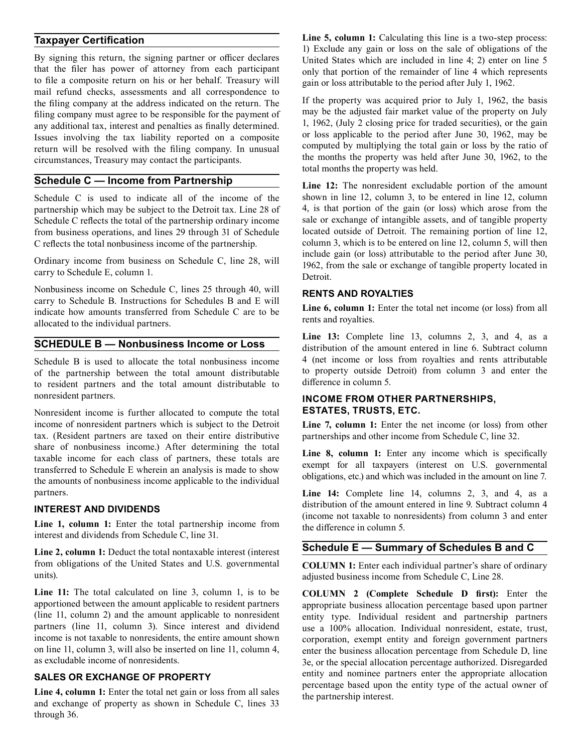## Taxpayer Certification

By signing this return, the signing partner or officer declares that the filer has power of attorney from each participant to file a composite return on his or her behalf. Treasury will mail refund checks, assessments and all correspondence to the filing company at the address indicated on the return. The filing company must agree to be responsible for the payment of any additional tax, interest and penalties as finally determined. Issues involving the tax liability reported on a composite return will be resolved with the filing company. In unusual circumstances, Treasury may contact the participants.

## Schedule C — Income from Partnership

Schedule C is used to indicate all of the income of the partnership which may be subject to the Detroit tax. Line 28 of Schedule C reflects the total of the partnership ordinary income from business operations, and lines 29 through 31 of Schedule C reflects the total nonbusiness income of the partnership.

Ordinary income from business on Schedule C, line 28, will carry to Schedule E, column 1.

Nonbusiness income on Schedule C, lines 25 through 40, will carry to Schedule B. Instructions for Schedules B and E will indicate how amounts transferred from Schedule C are to be allocated to the individual partners.

## SCHEDULE B — Nonbusiness Income or Loss

Schedule B is used to allocate the total nonbusiness income of the partnership between the total amount distributable to resident partners and the total amount distributable to nonresident partners.

Nonresident income is further allocated to compute the total income of nonresident partners which is subject to the Detroit tax. (Resident partners are taxed on their entire distributive share of nonbusiness income.) After determining the total taxable income for each class of partners, these totals are transferred to Schedule E wherein an analysis is made to show the amounts of nonbusiness income applicable to the individual partners.

### INTEREST AND DIVIDENDS

**Line 1, column 1:** Enter the total partnership income from interest and dividends from Schedule C, line 31.

**Line 2, column 1:** Deduct the total nontaxable interest (interest from obligations of the United States and U.S. governmental units).

**Line 11:** The total calculated on line 3, column 1, is to be apportioned between the amount applicable to resident partners (line 11, column 2) and the amount applicable to nonresident partners (line 11, column 3). Since interest and dividend income is not taxable to nonresidents, the entire amount shown on line 11, column 3, will also be inserted on line 11, column 4, as excludable income of nonresidents.

### SALES OR EXCHANGE OF PROPERTY

**Line 4, column 1:** Enter the total net gain or loss from all sales and exchange of property as shown in Schedule C, lines 33 through 36.

**Line 5, column 1:** Calculating this line is a two-step process: 1) Exclude any gain or loss on the sale of obligations of the United States which are included in line 4; 2) enter on line 5 only that portion of the remainder of line 4 which represents gain or loss attributable to the period after July 1, 1962.

If the property was acquired prior to July 1, 1962, the basis may be the adjusted fair market value of the property on July 1, 1962, (July 2 closing price for traded securities), or the gain or loss applicable to the period after June 30, 1962, may be computed by multiplying the total gain or loss by the ratio of the months the property was held after June 30, 1962, to the total months the property was held.

**Line 12:** The nonresident excludable portion of the amount shown in line 12, column 3, to be entered in line 12, column 4, is that portion of the gain (or loss) which arose from the sale or exchange of intangible assets, and of tangible property located outside of Detroit. The remaining portion of line 12, column 3, which is to be entered on line 12, column 5, will then include gain (or loss) attributable to the period after June 30, 1962, from the sale or exchange of tangible property located in Detroit.

### RENTS AND ROYALTIES

**Line 6, column 1:** Enter the total net income (or loss) from all rents and royalties.

**Line 13:** Complete line 13, columns 2, 3, and 4, as a distribution of the amount entered in line 6. Subtract column 4 (net income or loss from royalties and rents attributable to property outside Detroit) from column 3 and enter the difference in column 5.

### INCOME FROM OTHER PARTNERSHIPS, ESTATES, TRUSTS, ETC.

**Line 7, column 1:** Enter the net income (or loss) from other partnerships and other income from Schedule C, line 32.

**Line 8, column 1:** Enter any income which is specifically exempt for all taxpayers (interest on U.S. governmental obligations, etc.) and which was included in the amount on line 7.

**Line 14:** Complete line 14, columns 2, 3, and 4, as a distribution of the amount entered in line 9. Subtract column 4 (income not taxable to nonresidents) from column 3 and enter the difference in column 5.

## Schedule E — Summary of Schedules B and C

**COLUMN 1:** Enter each individual partner's share of ordinary adjusted business income from Schedule C, Line 28.

**COLUMN 2 (Complete Schedule D first):** Enter the appropriate business allocation percentage based upon partner entity type. Individual resident and partnership partners use a 100% allocation. Individual nonresident, estate, trust, corporation, exempt entity and foreign government partners enter the business allocation percentage from Schedule D, line 3e, or the special allocation percentage authorized. Disregarded entity and nominee partners enter the appropriate allocation percentage based upon the entity type of the actual owner of the partnership interest.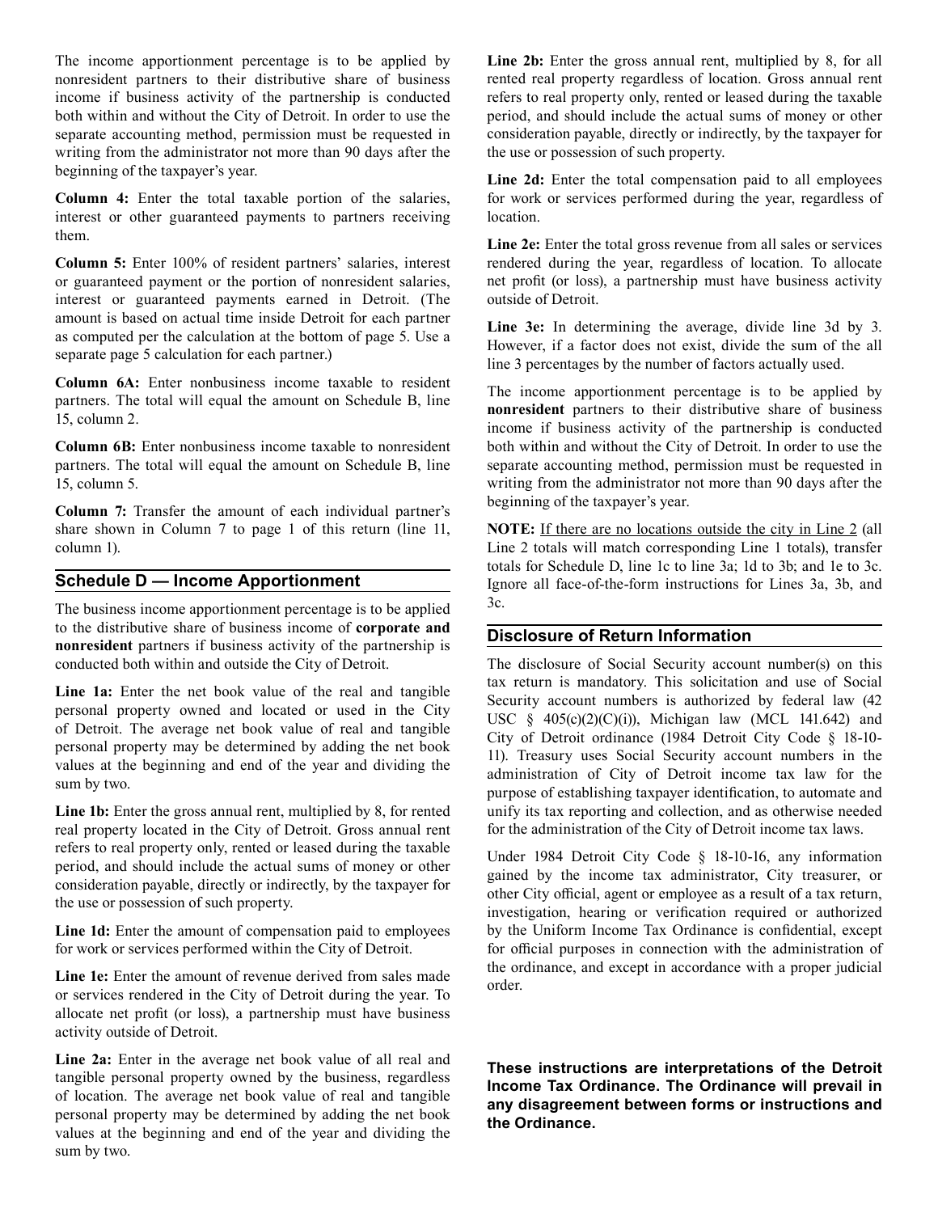The income apportionment percentage is to be applied by nonresident partners to their distributive share of business income if business activity of the partnership is conducted both within and without the City of Detroit. In order to use the separate accounting method, permission must be requested in writing from the administrator not more than 90 days after the beginning of the taxpayer's year.

**Column 4:** Enter the total taxable portion of the salaries, interest or other guaranteed payments to partners receiving them.

**Column 5:** Enter 100% of resident partners' salaries, interest or guaranteed payment or the portion of nonresident salaries, interest or guaranteed payments earned in Detroit. (The amount is based on actual time inside Detroit for each partner as computed per the calculation at the bottom of page 5. Use a separate page 5 calculation for each partner.)

**Column 6A:** Enter nonbusiness income taxable to resident partners. The total will equal the amount on Schedule B, line 15, column 2.

**Column 6B:** Enter nonbusiness income taxable to nonresident partners. The total will equal the amount on Schedule B, line 15, column 5.

**Column 7:** Transfer the amount of each individual partner's share shown in Column 7 to page 1 of this return (line 11, column 1).

## Schedule D — Income Apportionment

The business income apportionment percentage is to be applied to the distributive share of business income of **corporate and nonresident** partners if business activity of the partnership is conducted both within and outside the City of Detroit.

**Line 1a:** Enter the net book value of the real and tangible personal property owned and located or used in the City of Detroit. The average net book value of real and tangible personal property may be determined by adding the net book values at the beginning and end of the year and dividing the sum by two.

**Line 1b:** Enter the gross annual rent, multiplied by 8, for rented real property located in the City of Detroit. Gross annual rent refers to real property only, rented or leased during the taxable period, and should include the actual sums of money or other consideration payable, directly or indirectly, by the taxpayer for the use or possession of such property.

**Line 1d:** Enter the amount of compensation paid to employees for work or services performed within the City of Detroit.

**Line 1e:** Enter the amount of revenue derived from sales made or services rendered in the City of Detroit during the year. To allocate net profit (or loss), a partnership must have business activity outside of Detroit.

**Line 2a:** Enter in the average net book value of all real and tangible personal property owned by the business, regardless of location. The average net book value of real and tangible personal property may be determined by adding the net book values at the beginning and end of the year and dividing the sum by two.

**Line 2b:** Enter the gross annual rent, multiplied by 8, for all rented real property regardless of location. Gross annual rent refers to real property only, rented or leased during the taxable period, and should include the actual sums of money or other consideration payable, directly or indirectly, by the taxpayer for the use or possession of such property.

**Line 2d:** Enter the total compensation paid to all employees for work or services performed during the year, regardless of location.

**Line 2e:** Enter the total gross revenue from all sales or services rendered during the year, regardless of location. To allocate net profit (or loss), a partnership must have business activity outside of Detroit.

**Line 3e:** In determining the average, divide line 3d by 3. However, if a factor does not exist, divide the sum of the all line 3 percentages by the number of factors actually used.

The income apportionment percentage is to be applied by **nonresident** partners to their distributive share of business income if business activity of the partnership is conducted both within and without the City of Detroit. In order to use the separate accounting method, permission must be requested in writing from the administrator not more than 90 days after the beginning of the taxpayer's year.

**NOTE:** <u>If there are no locations outside the city in Line 2</u> (all Line 2 totals will match corresponding Line 1 totals), transfer totals for Schedule D, line 1c to line 3a; 1d to 3b; and 1e to 3c. Ignore all face-of-the-form instructions for Lines 3a, 3b, and 3c.

## Disclosure of Return Information

The disclosure of Social Security account number(s) on this tax return is mandatory. This solicitation and use of Social Security account numbers is authorized by federal law (42 USC § 405(c)(2)(C)(i)), Michigan law (MCL 141.642) and City of Detroit ordinance (1984 Detroit City Code § 18-10-11). Treasury uses Social Security account numbers in the administration of City of Detroit income tax law for the purpose of establishing taxpayer identification, to automate and unify its tax reporting and collection, and as otherwise needed for the administration of the City of Detroit income tax laws.

Under 1984 Detroit City Code § 18-10-16, any information gained by the income tax administrator, City treasurer, or other City official, agent or employee as a result of a tax return, investigation, hearing or verification required or authorized by the Uniform Income Tax Ordinance is confidential, except for official purposes in connection with the administration of the ordinance, and except in accordance with a proper judicial order.

**These instructions are interpretations of the Detroit Income Tax Ordinance. The Ordinance will prevail in any disagreement between forms or instructions and the Ordinance.**